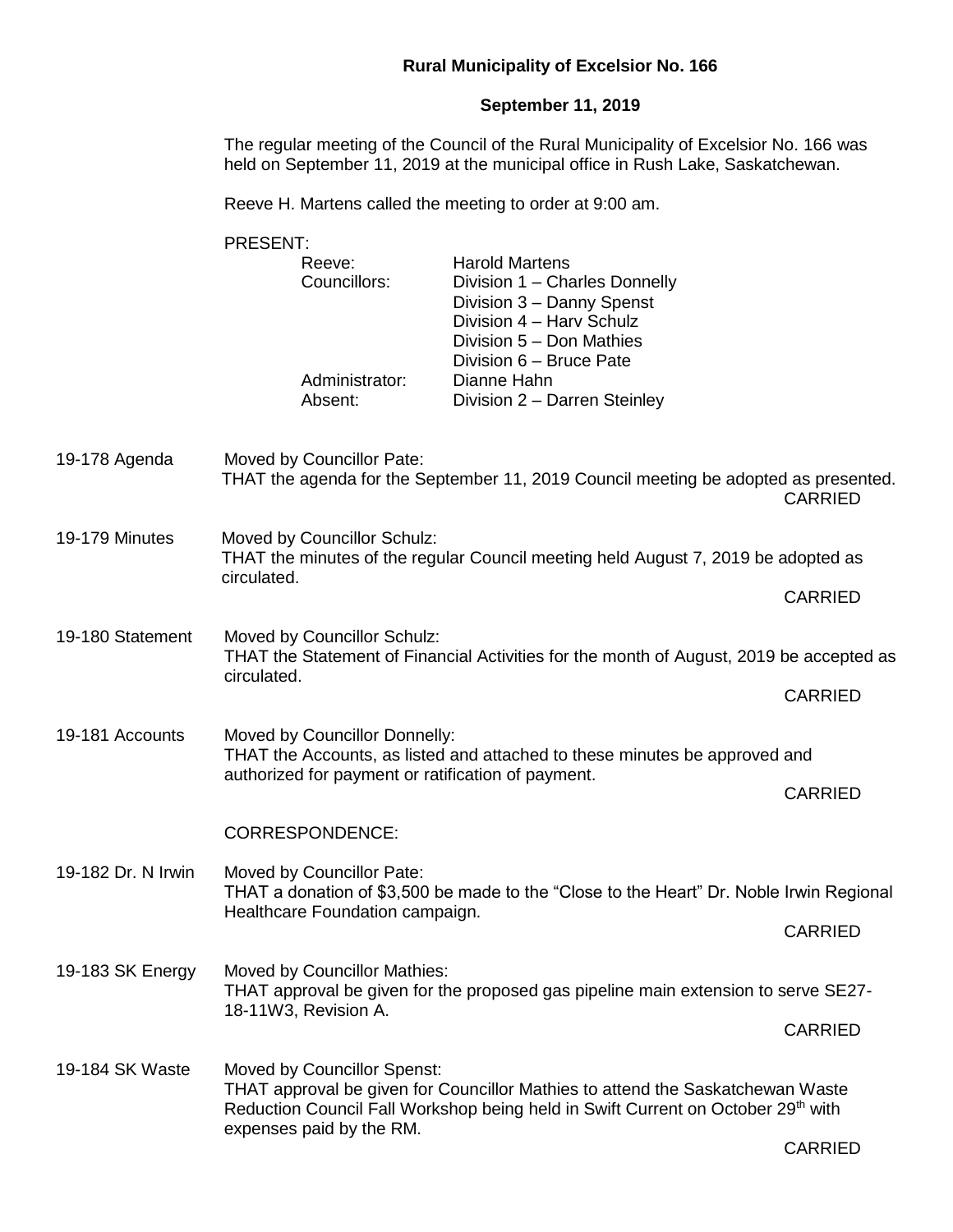# Rural Municipality of Excelsior No. 166

## September 11, 2019

The regular meeting of the Council of the Rural Municipality of Excelsior No. 166 was held on September 11, 2019 at the municipal office in Rush Lake, Saskatchewan.

Reeve H. Martens called the meeting to order at 9:00 am.

PRESENT:

| | |
|---|---|
| Reeve: | Harold Martens |
| Councillors: | Division 1 – Charles Donnelly |
| | Division 3 – Danny Spenst |
| | Division 4 – Harv Schulz |
| | Division 5 – Don Mathies |
| | Division 6 – Bruce Pate |
| Administrator: | Dianne Hahn |
| Absent: | Division 2 – Darren Steinley |

**19-178 Agenda**

Moved by Councillor Pate:
THAT the agenda for the September 11, 2019 Council meeting be adopted as presented.

CARRIED

**19-179 Minutes**

Moved by Councillor Schulz:
THAT the minutes of the regular Council meeting held August 7, 2019 be adopted as circulated.

CARRIED

**19-180 Statement**

Moved by Councillor Schulz:
THAT the Statement of Financial Activities for the month of August, 2019 be accepted as circulated.

CARRIED

**19-181 Accounts**

Moved by Councillor Donnelly:
THAT the Accounts, as listed and attached to these minutes be approved and authorized for payment or ratification of payment.

CARRIED

CORRESPONDENCE:

**19-182 Dr. N Irwin**

Moved by Councillor Pate:
THAT a donation of $3,500 be made to the "Close to the Heart" Dr. Noble Irwin Regional Healthcare Foundation campaign.

CARRIED

**19-183 SK Energy**

Moved by Councillor Mathies:
THAT approval be given for the proposed gas pipeline main extension to serve SE27-18-11W3, Revision A.

CARRIED

**19-184 SK Waste**

Moved by Councillor Spenst:
THAT approval be given for Councillor Mathies to attend the Saskatchewan Waste Reduction Council Fall Workshop being held in Swift Current on October 29th with expenses paid by the RM.

CARRIED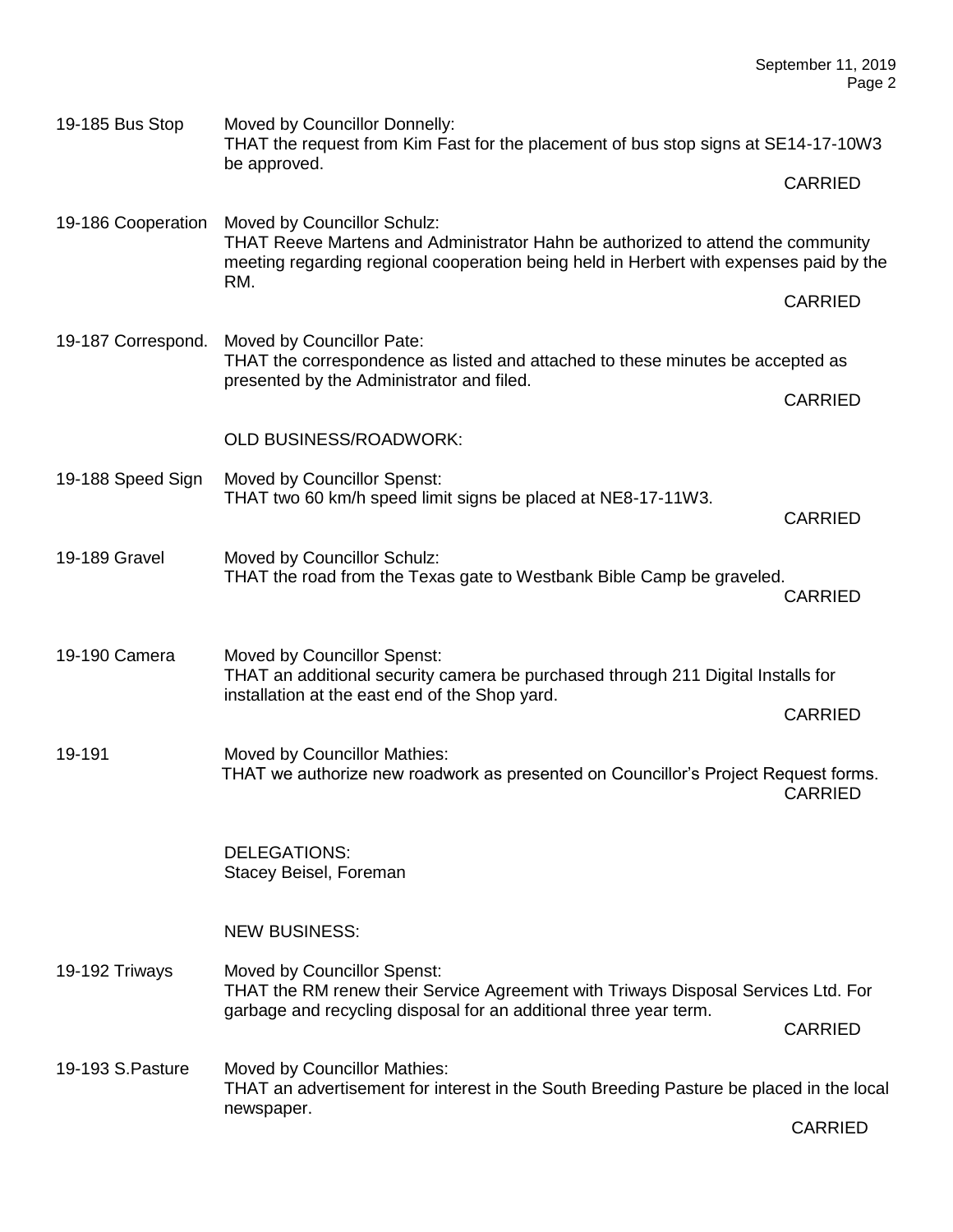**19-185 Bus Stop** Moved by Councillor Donnelly:
THAT the request from Kim Fast for the placement of bus stop signs at SE14-17-10W3 be approved.

CARRIED

**19-186 Cooperation** Moved by Councillor Schulz:
THAT Reeve Martens and Administrator Hahn be authorized to attend the community meeting regarding regional cooperation being held in Herbert with expenses paid by the RM.

CARRIED

**19-187 Correspond.** Moved by Councillor Pate:
THAT the correspondence as listed and attached to these minutes be accepted as presented by the Administrator and filed.

CARRIED

OLD BUSINESS/ROADWORK:

**19-188 Speed Sign** Moved by Councillor Spenst:
THAT two 60 km/h speed limit signs be placed at NE8-17-11W3.

CARRIED

**19-189 Gravel** Moved by Councillor Schulz:
THAT the road from the Texas gate to Westbank Bible Camp be graveled.

CARRIED

**19-190 Camera** Moved by Councillor Spenst:
THAT an additional security camera be purchased through 211 Digital Installs for installation at the east end of the Shop yard.

CARRIED

**19-191** Moved by Councillor Mathies:
THAT we authorize new roadwork as presented on Councillor's Project Request forms.

CARRIED

DELEGATIONS:
Stacey Beisel, Foreman

NEW BUSINESS:

**19-192 Triways** Moved by Councillor Spenst:
THAT the RM renew their Service Agreement with Triways Disposal Services Ltd. For garbage and recycling disposal for an additional three year term.

CARRIED

**19-193 S.Pasture** Moved by Councillor Mathies:
THAT an advertisement for interest in the South Breeding Pasture be placed in the local newspaper.

CARRIED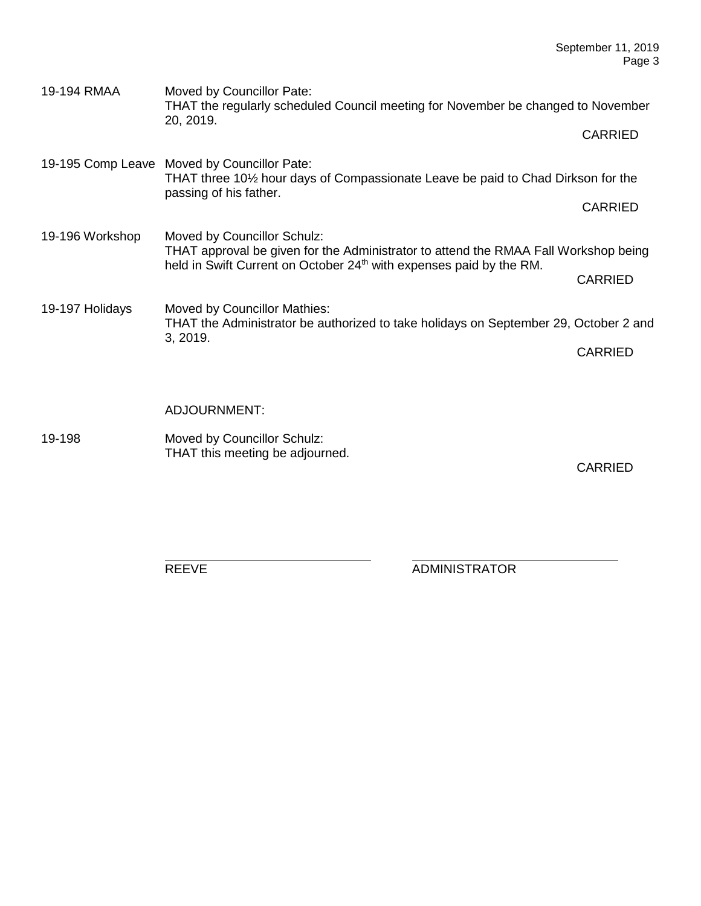19-194 RMAA

Moved by Councillor Pate:
THAT the regularly scheduled Council meeting for November be changed to November 20, 2019.

CARRIED

19-195 Comp Leave

Moved by Councillor Pate:
THAT three 10½ hour days of Compassionate Leave be paid to Chad Dirkson for the passing of his father.

CARRIED

19-196 Workshop

Moved by Councillor Schulz:
THAT approval be given for the Administrator to attend the RMAA Fall Workshop being held in Swift Current on October 24th with expenses paid by the RM.

CARRIED

19-197 Holidays

Moved by Councillor Mathies:
THAT the Administrator be authorized to take holidays on September 29, October 2 and 3, 2019.

CARRIED

ADJOURNMENT:

19-198

Moved by Councillor Schulz:
THAT this meeting be adjourned.

CARRIED

REEVE

ADMINISTRATOR